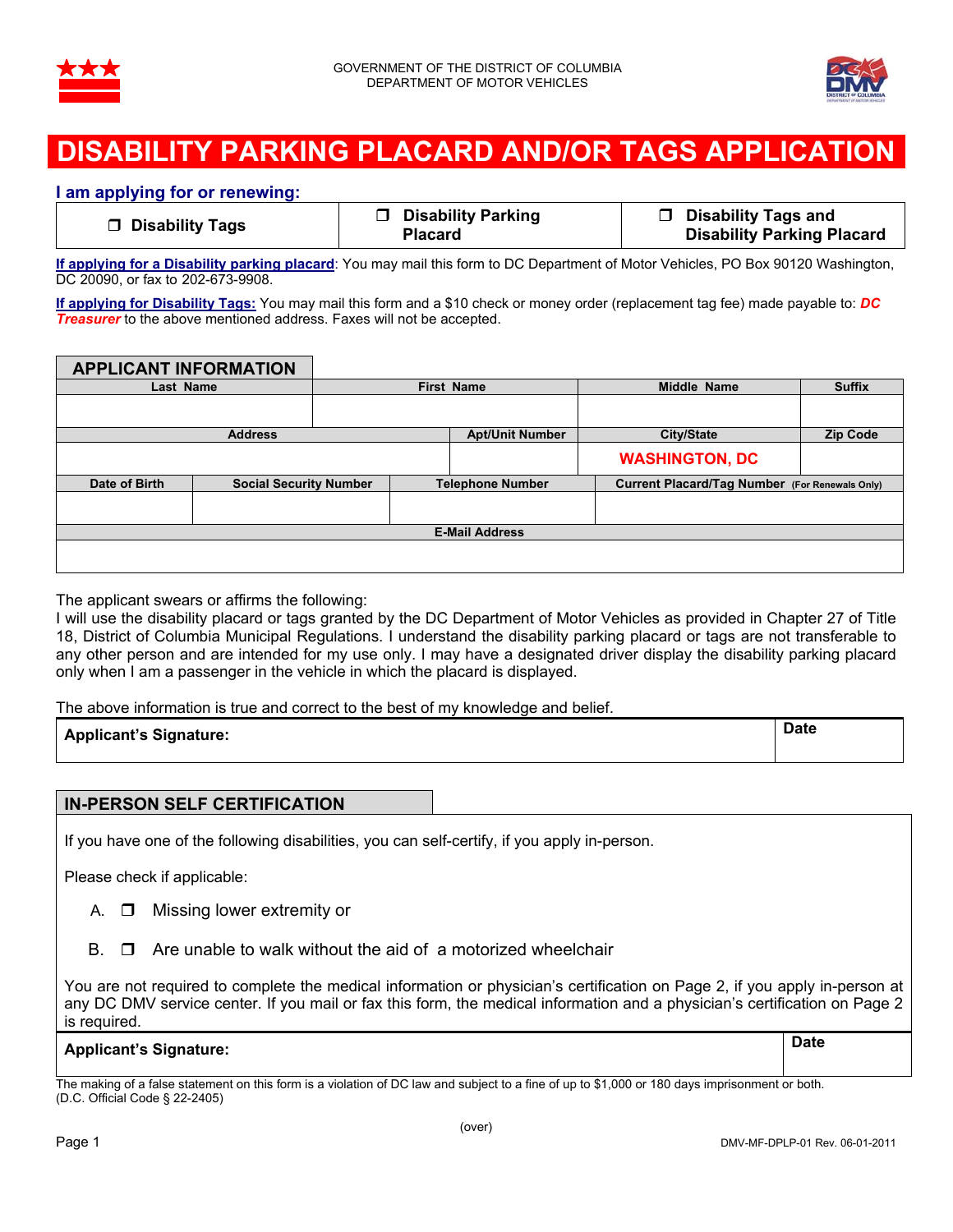GOVERNMENT OF THE DISTRICT OF COLUMBIA
DEPARTMENT OF MOTOR VEHICLES

# DISABILITY PARKING PLACARD AND/OR TAGS APPLICATION

**I am applying for or renewing:**

| ❒ Disability Tags | ❒ Disability Parking Placard | ❒ Disability Tags and Disability Parking Placard |
|---|---|---|

**If applying for a Disability parking placard**: You may mail this form to DC Department of Motor Vehicles, PO Box 90120 Washington, DC 20090, or fax to 202-673-9908.

**If applying for Disability Tags:** You may mail this form and a $10 check or money order (replacement tag fee) made payable to: ***DC Treasurer*** to the above mentioned address. Faxes will not be accepted.

## APPLICANT INFORMATION

| Last Name | First Name | Middle Name | Suffix |
|---|---|---|---|
| | | | |

| Address | Apt/Unit Number | City/State | Zip Code |
|---|---|---|---|
| | | WASHINGTON, DC | |

| Date of Birth | Social Security Number | Telephone Number | Current Placard/Tag Number (For Renewals Only) |
|---|---|---|---|
| | | | |

| E-Mail Address |
|---|
| |

The applicant swears or affirms the following:
I will use the disability placard or tags granted by the DC Department of Motor Vehicles as provided in Chapter 27 of Title 18, District of Columbia Municipal Regulations. I understand the disability parking placard or tags are not transferable to any other person and are intended for my use only. I may have a designated driver display the disability parking placard only when I am a passenger in the vehicle in which the placard is displayed.

The above information is true and correct to the best of my knowledge and belief.

| Applicant's Signature: | Date |
|---|---|
| | |

## IN-PERSON SELF CERTIFICATION

If you have one of the following disabilities, you can self-certify, if you apply in-person.

Please check if applicable:

A. ❒ Missing lower extremity or

B. ❒ Are unable to walk without the aid of a motorized wheelchair

You are not required to complete the medical information or physician's certification on Page 2, if you apply in-person at any DC DMV service center. If you mail or fax this form, the medical information and a physician's certification on Page 2 is required.

| Applicant's Signature: | Date |
|---|---|
| | |

The making of a false statement on this form is a violation of DC law and subject to a fine of up to $1,000 or 180 days imprisonment or both. (D.C. Official Code § 22-2405)

(over)

DMV-MF-DPLP-01 Rev. 06-01-2011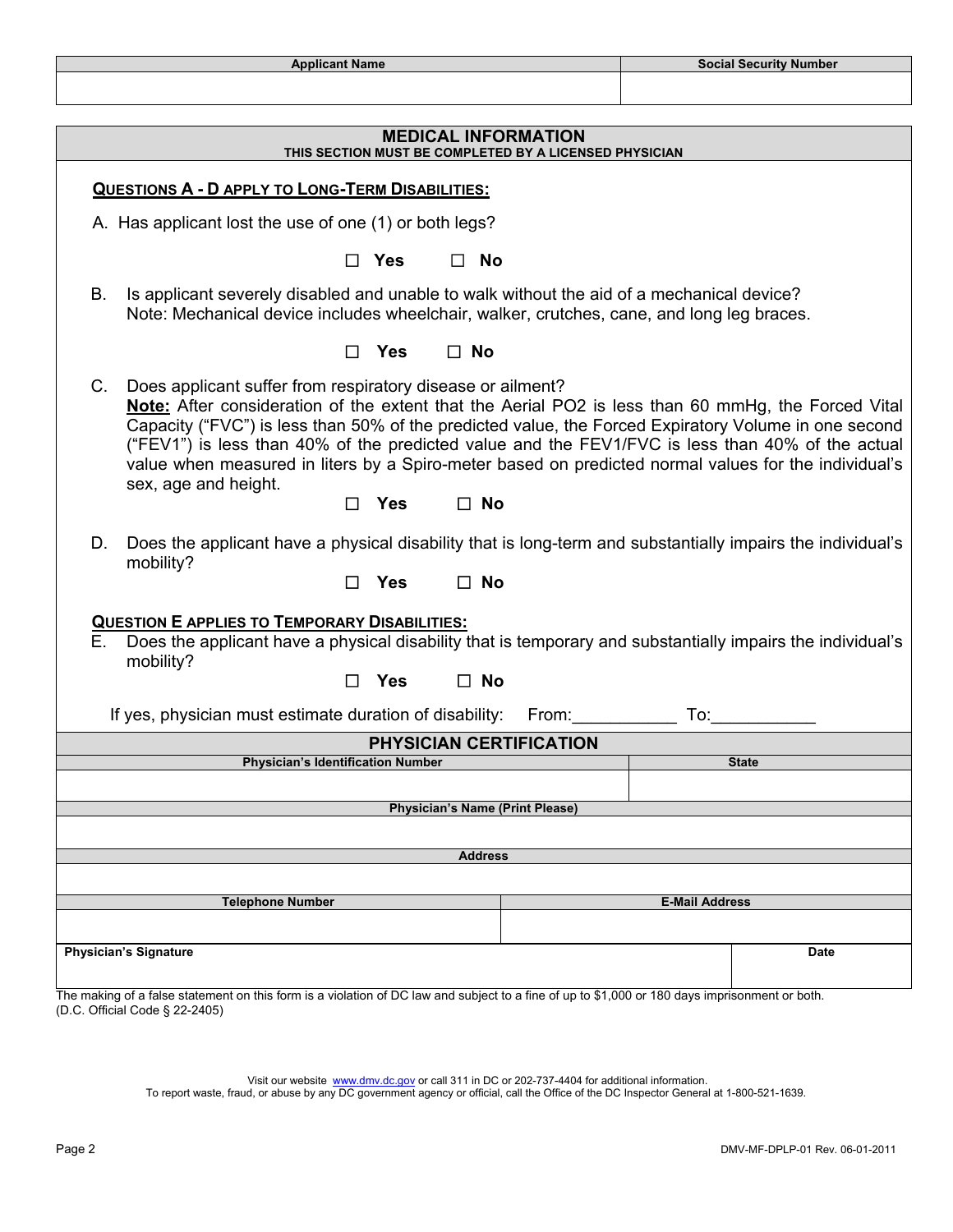| Applicant Name | Social Security Number |
|---|---|
| | |

## MEDICAL INFORMATION

**THIS SECTION MUST BE COMPLETED BY A LICENSED PHYSICIAN**

**QUESTIONS A - D APPLY TO LONG-TERM DISABILITIES:**

A. Has applicant lost the use of one (1) or both legs?

☐ **Yes** ☐ **No**

B. Is applicant severely disabled and unable to walk without the aid of a mechanical device?
Note: Mechanical device includes wheelchair, walker, crutches, cane, and long leg braces.

☐ **Yes** ☐ **No**

C. Does applicant suffer from respiratory disease or ailment?
**Note:** After consideration of the extent that the Aerial PO2 is less than 60 mmHg, the Forced Vital Capacity ("FVC") is less than 50% of the predicted value, the Forced Expiratory Volume in one second ("FEV1") is less than 40% of the predicted value and the FEV1/FVC is less than 40% of the actual value when measured in liters by a Spiro-meter based on predicted normal values for the individual's sex, age and height.

☐ **Yes** ☐ **No**

D. Does the applicant have a physical disability that is long-term and substantially impairs the individual's mobility?

☐ **Yes** ☐ **No**

**QUESTION E APPLIES TO TEMPORARY DISABILITIES:**

E. Does the applicant have a physical disability that is temporary and substantially impairs the individual's mobility?

☐ **Yes** ☐ **No**

If yes, physician must estimate duration of disability: From:___________ To:___________

## PHYSICIAN CERTIFICATION

| Physician's Identification Number | State |
|---|---|
| | |

| Physician's Name (Print Please) |
|---|
| |

| Address |
|---|
| |

| Telephone Number | E-Mail Address |
|---|---|
| | |

| Physician's Signature | Date |
|---|---|
| | |

The making of a false statement on this form is a violation of DC law and subject to a fine of up to $1,000 or 180 days imprisonment or both. (D.C. Official Code § 22-2405)

Visit our website www.dmv.dc.gov or call 311 in DC or 202-737-4404 for additional information.
To report waste, fraud, or abuse by any DC government agency or official, call the Office of the DC Inspector General at 1-800-521-1639.

DMV-MF-DPLP-01 Rev. 06-01-2011